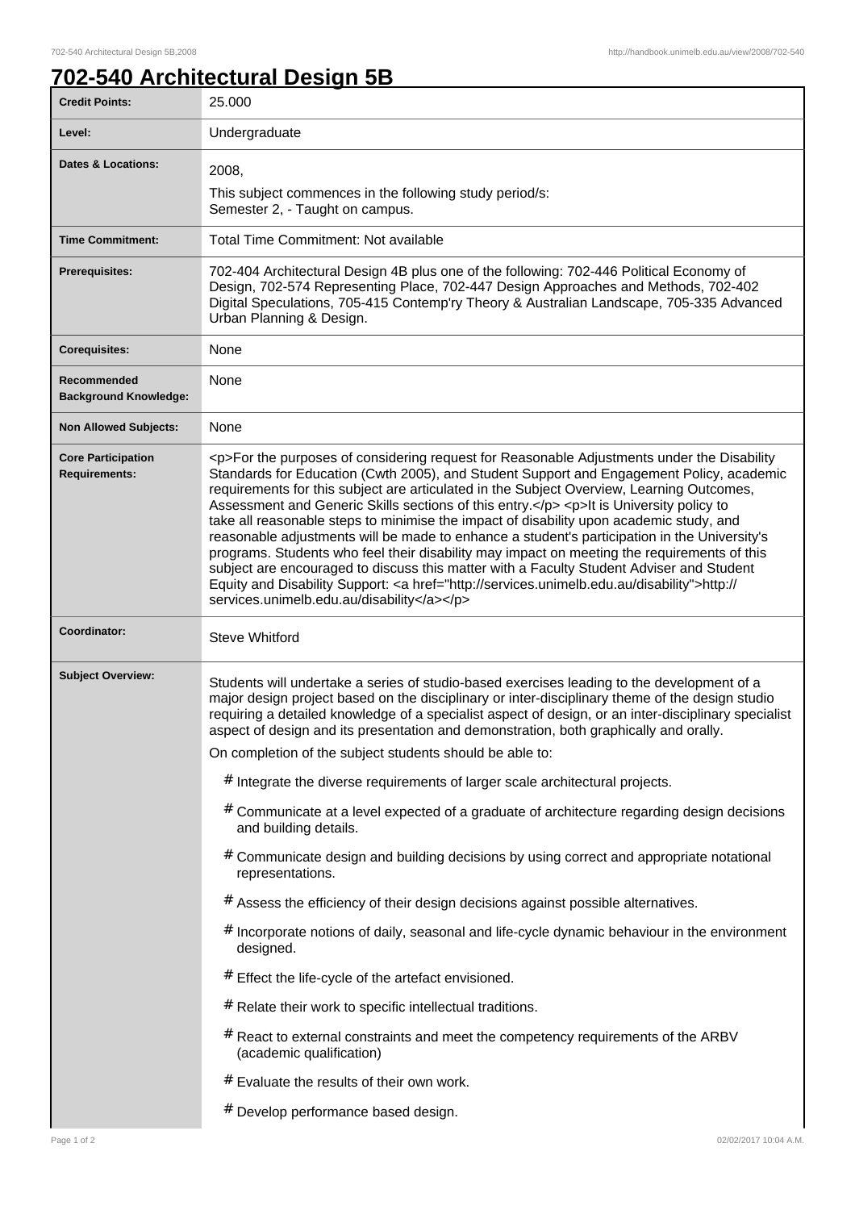# 702-540 Architectural Design 5B

| | |
|---|---|
| **Credit Points:** | 25.000 |
| **Level:** | Undergraduate |
| **Dates & Locations:** | 2008,<br>This subject commences in the following study period/s:<br>Semester 2, - Taught on campus. |
| **Time Commitment:** | Total Time Commitment: Not available |
| **Prerequisites:** | 702-404 Architectural Design 4B plus one of the following: 702-446 Political Economy of Design, 702-574 Representing Place, 702-447 Design Approaches and Methods, 702-402 Digital Speculations, 705-415 Contemp'ry Theory & Australian Landscape, 705-335 Advanced Urban Planning & Design. |
| **Corequisites:** | None |
| **Recommended Background Knowledge:** | None |
| **Non Allowed Subjects:** | None |
| **Core Participation Requirements:** | <p>For the purposes of considering request for Reasonable Adjustments under the Disability Standards for Education (Cwth 2005), and Student Support and Engagement Policy, academic requirements for this subject are articulated in the Subject Overview, Learning Outcomes, Assessment and Generic Skills sections of this entry.</p> <p>It is University policy to take all reasonable steps to minimise the impact of disability upon academic study, and reasonable adjustments will be made to enhance a student's participation in the University's programs. Students who feel their disability may impact on meeting the requirements of this subject are encouraged to discuss this matter with a Faculty Student Adviser and Student Equity and Disability Support: <a href="http://services.unimelb.edu.au/disability">http://services.unimelb.edu.au/disability</a></p> |
| **Coordinator:** | Steve Whitford |
| **Subject Overview:** | Students will undertake a series of studio-based exercises leading to the development of a major design project based on the disciplinary or inter-disciplinary theme of the design studio requiring a detailed knowledge of a specialist aspect of design, or an inter-disciplinary specialist aspect of design and its presentation and demonstration, both graphically and orally.<br>On completion of the subject students should be able to:<br># Integrate the diverse requirements of larger scale architectural projects.<br># Communicate at a level expected of a graduate of architecture regarding design decisions and building details.<br># Communicate design and building decisions by using correct and appropriate notational representations.<br># Assess the efficiency of their design decisions against possible alternatives.<br># Incorporate notions of daily, seasonal and life-cycle dynamic behaviour in the environment designed.<br># Effect the life-cycle of the artefact envisioned.<br># Relate their work to specific intellectual traditions.<br># React to external constraints and meet the competency requirements of the ARBV (academic qualification)<br># Evaluate the results of their own work.<br># Develop performance based design. |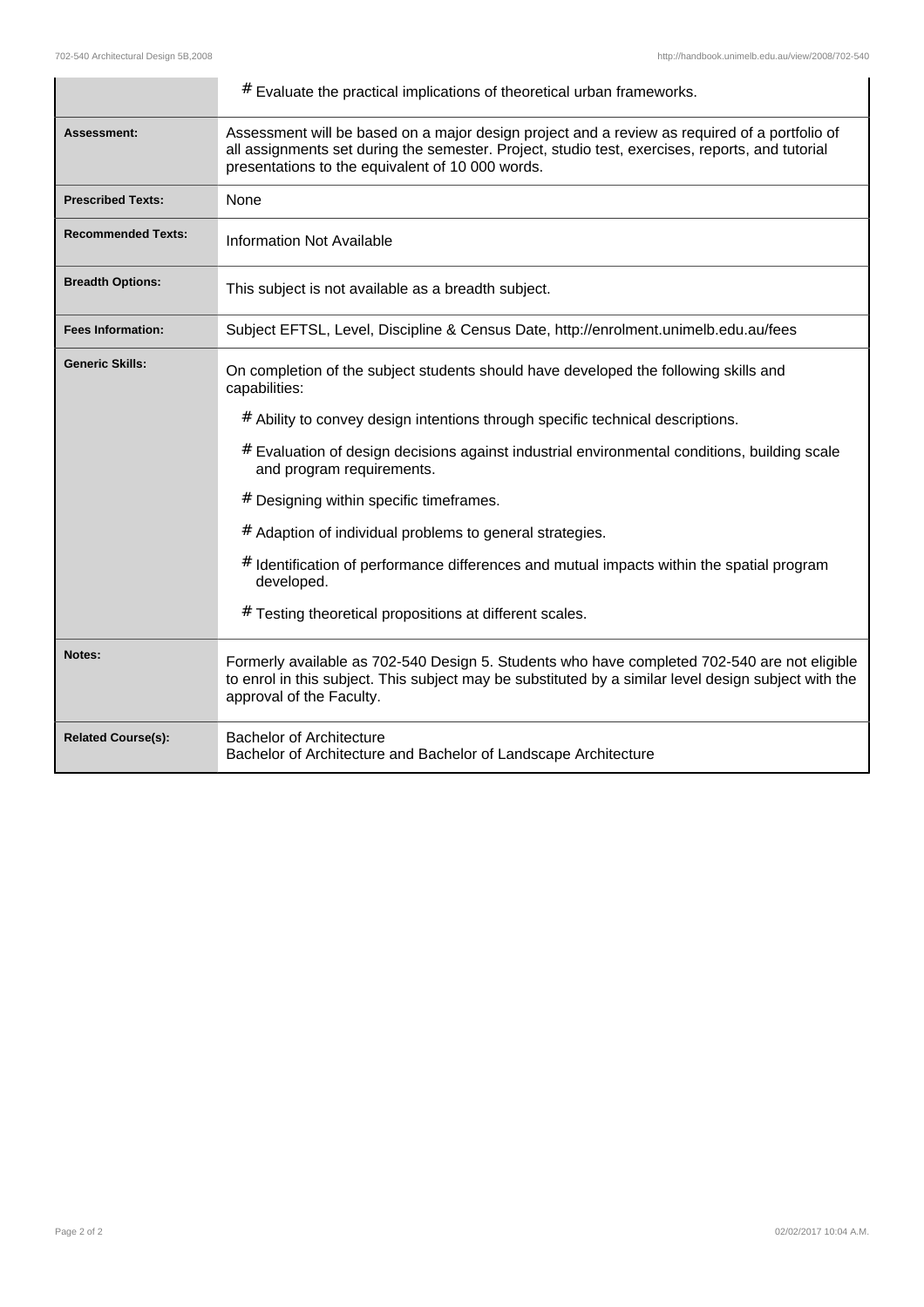| | |
|---|---|
| | # Evaluate the practical implications of theoretical urban frameworks. |
| **Assessment:** | Assessment will be based on a major design project and a review as required of a portfolio of all assignments set during the semester. Project, studio test, exercises, reports, and tutorial presentations to the equivalent of 10 000 words. |
| **Prescribed Texts:** | None |
| **Recommended Texts:** | Information Not Available |
| **Breadth Options:** | This subject is not available as a breadth subject. |
| **Fees Information:** | Subject EFTSL, Level, Discipline & Census Date, http://enrolment.unimelb.edu.au/fees |
| **Generic Skills:** | On completion of the subject students should have developed the following skills and capabilities: <br> # Ability to convey design intentions through specific technical descriptions. <br> # Evaluation of design decisions against industrial environmental conditions, building scale and program requirements. <br> # Designing within specific timeframes. <br> # Adaption of individual problems to general strategies. <br> # Identification of performance differences and mutual impacts within the spatial program developed. <br> # Testing theoretical propositions at different scales. |
| **Notes:** | Formerly available as 702-540 Design 5. Students who have completed 702-540 are not eligible to enrol in this subject. This subject may be substituted by a similar level design subject with the approval of the Faculty. |
| **Related Course(s):** | Bachelor of Architecture <br> Bachelor of Architecture and Bachelor of Landscape Architecture |